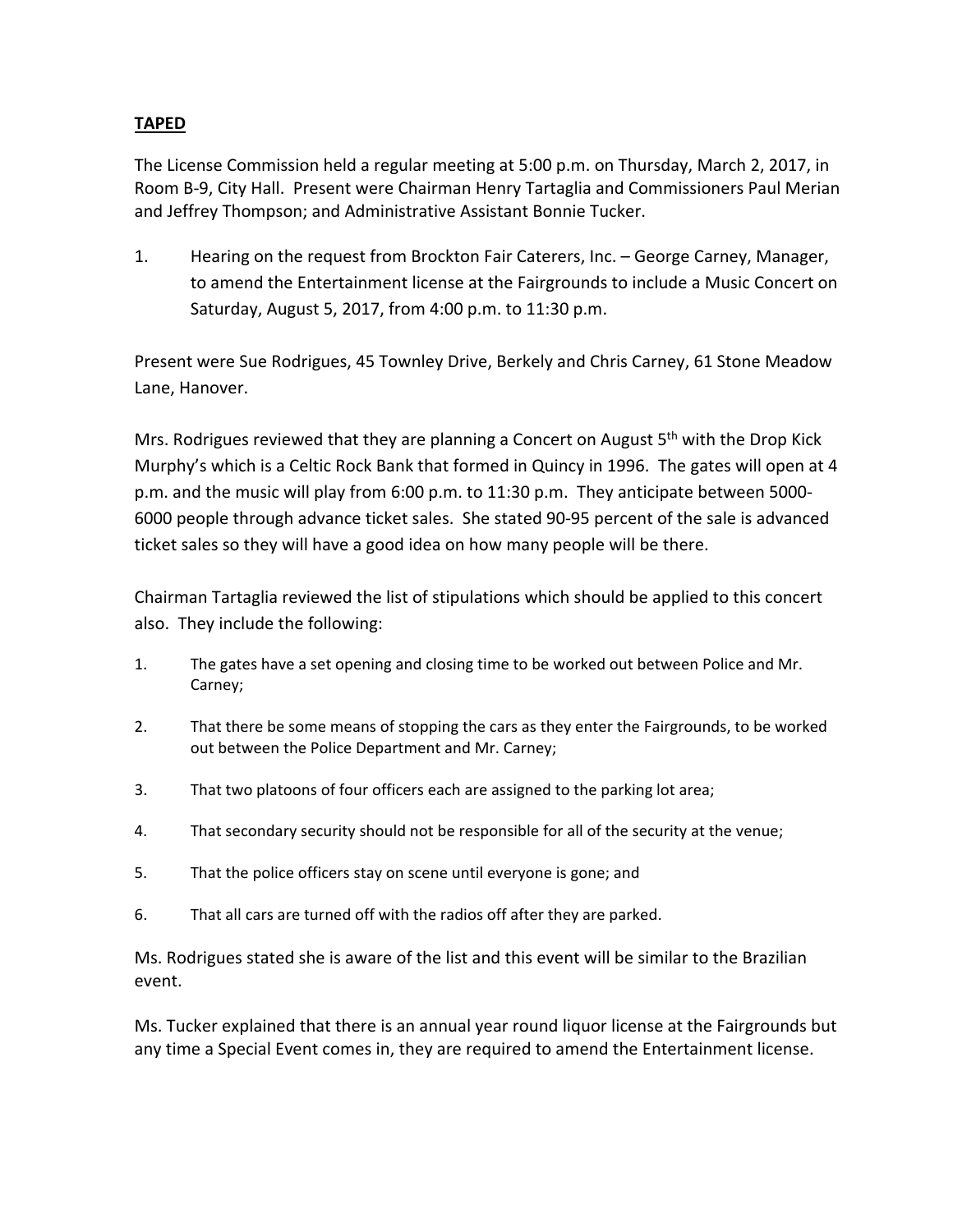**TAPED**

The License Commission held a regular meeting at 5:00 p.m. on Thursday, March 2, 2017, in Room B-9, City Hall. Present were Chairman Henry Tartaglia and Commissioners Paul Merian and Jeffrey Thompson; and Administrative Assistant Bonnie Tucker.

1. Hearing on the request from Brockton Fair Caterers, Inc. – George Carney, Manager, to amend the Entertainment license at the Fairgrounds to include a Music Concert on Saturday, August 5, 2017, from 4:00 p.m. to 11:30 p.m.

Present were Sue Rodrigues, 45 Townley Drive, Berkely and Chris Carney, 61 Stone Meadow Lane, Hanover.

Mrs. Rodrigues reviewed that they are planning a Concert on August 5th with the Drop Kick Murphy's which is a Celtic Rock Bank that formed in Quincy in 1996. The gates will open at 4 p.m. and the music will play from 6:00 p.m. to 11:30 p.m. They anticipate between 5000-6000 people through advance ticket sales. She stated 90-95 percent of the sale is advanced ticket sales so they will have a good idea on how many people will be there.

Chairman Tartaglia reviewed the list of stipulations which should be applied to this concert also. They include the following:

1. The gates have a set opening and closing time to be worked out between Police and Mr. Carney;
2. That there be some means of stopping the cars as they enter the Fairgrounds, to be worked out between the Police Department and Mr. Carney;
3. That two platoons of four officers each are assigned to the parking lot area;
4. That secondary security should not be responsible for all of the security at the venue;
5. That the police officers stay on scene until everyone is gone; and
6. That all cars are turned off with the radios off after they are parked.

Ms. Rodrigues stated she is aware of the list and this event will be similar to the Brazilian event.

Ms. Tucker explained that there is an annual year round liquor license at the Fairgrounds but any time a Special Event comes in, they are required to amend the Entertainment license.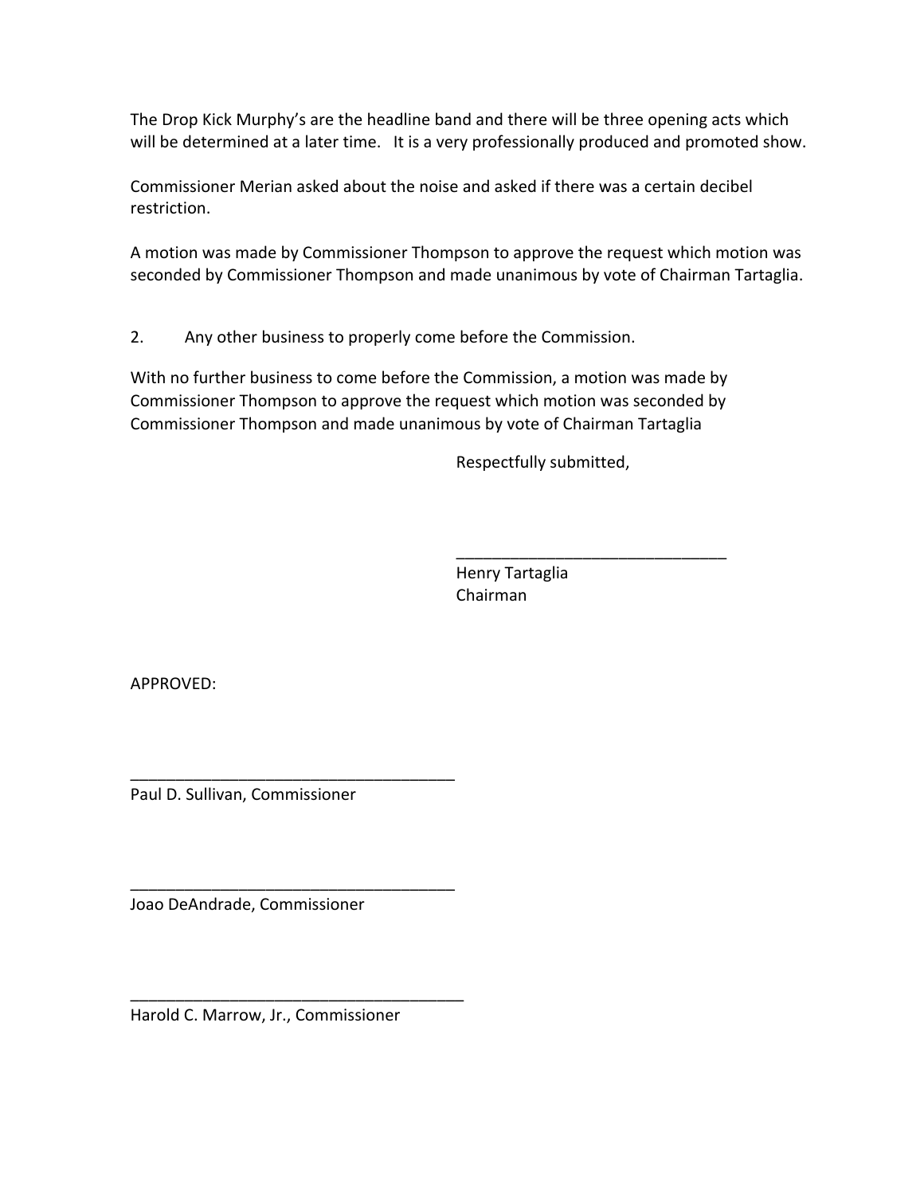The Drop Kick Murphy's are the headline band and there will be three opening acts which will be determined at a later time. It is a very professionally produced and promoted show.

Commissioner Merian asked about the noise and asked if there was a certain decibel restriction.

A motion was made by Commissioner Thompson to approve the request which motion was seconded by Commissioner Thompson and made unanimous by vote of Chairman Tartaglia.

2. Any other business to properly come before the Commission.

With no further business to come before the Commission, a motion was made by Commissioner Thompson to approve the request which motion was seconded by Commissioner Thompson and made unanimous by vote of Chairman Tartaglia

Respectfully submitted,

______________________________
Henry Tartaglia
Chairman

APPROVED:

____________________________________
Paul D. Sullivan, Commissioner

____________________________________
Joao DeAndrade, Commissioner

_____________________________________
Harold C. Marrow, Jr., Commissioner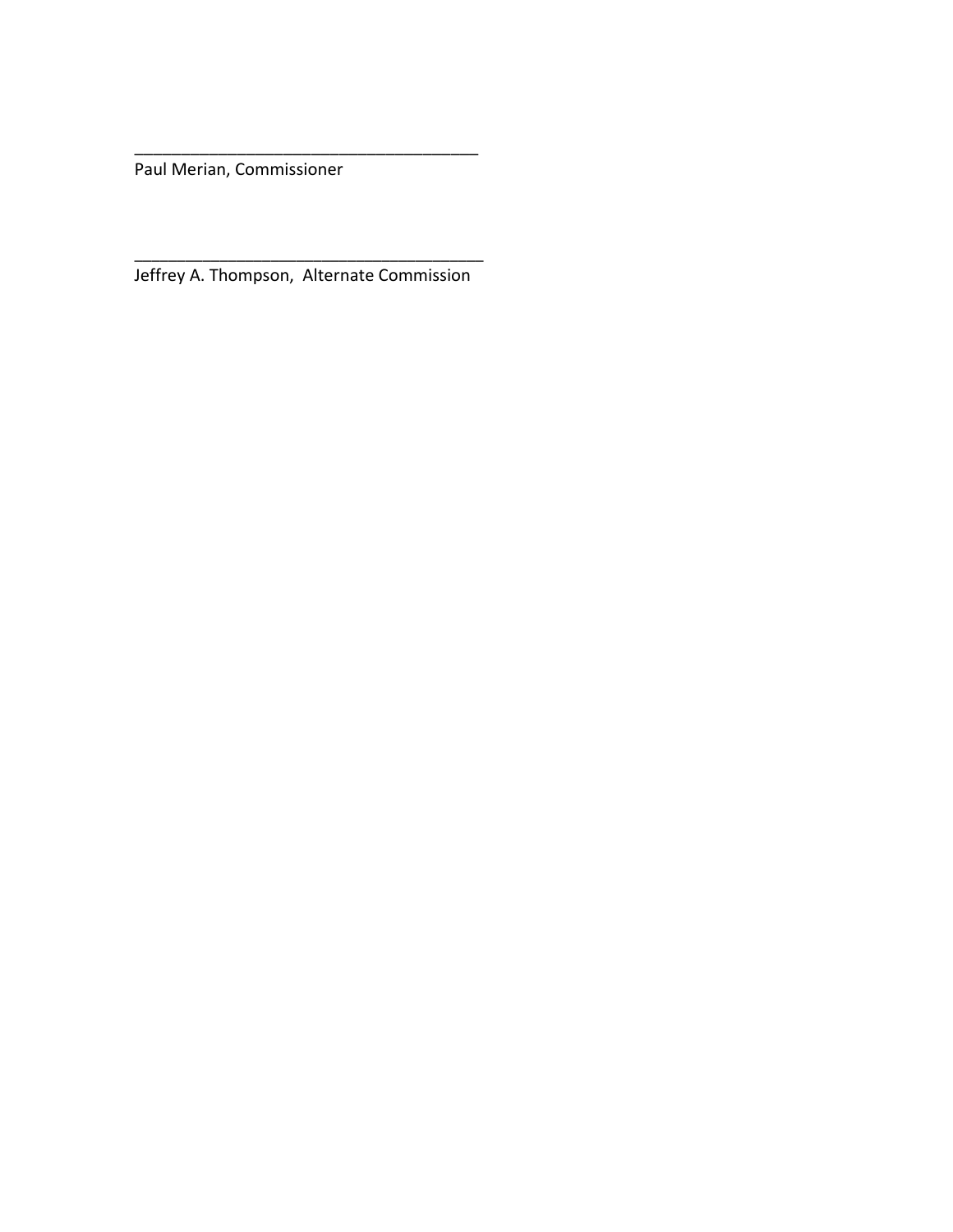_____________________________________
Paul Merian, Commissioner

______________________________________
Jeffrey A. Thompson,  Alternate Commission